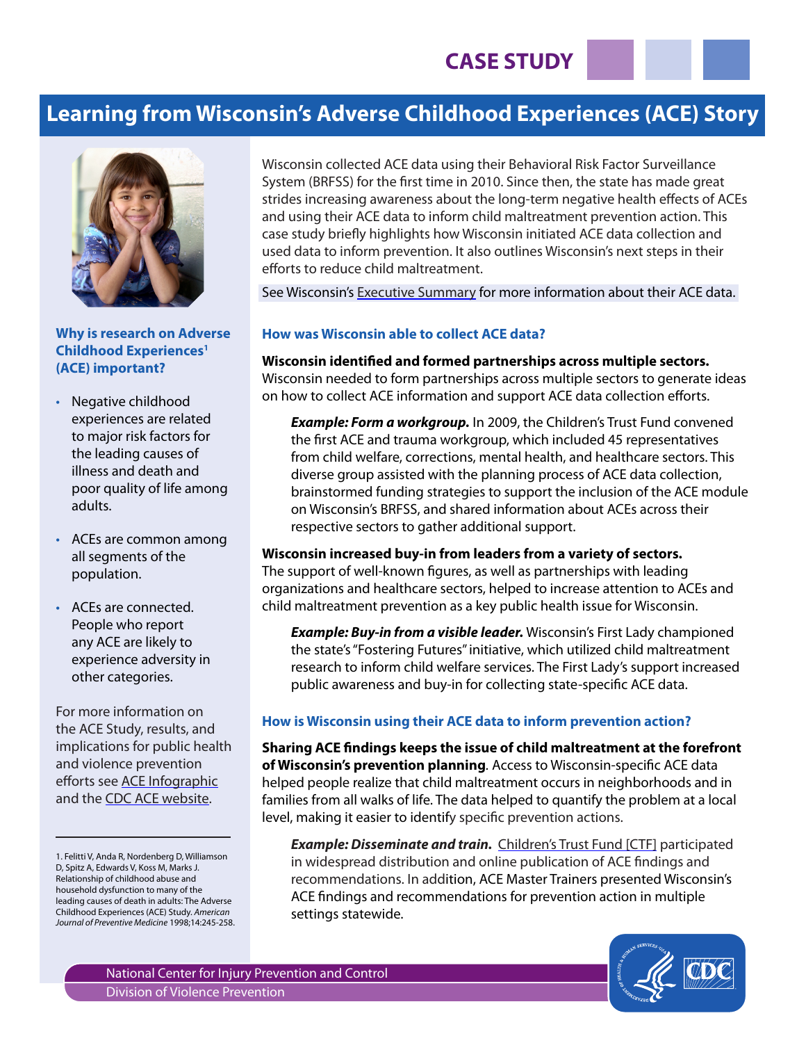CASE STUDY

# Learning from Wisconsin's Adverse Childhood Experiences (ACE) Story

Wisconsin collected ACE data using their Behavioral Risk Factor Surveillance System (BRFSS) for the first time in 2010. Since then, the state has made great strides increasing awareness about the long-term negative health effects of ACEs and using their ACE data to inform child maltreatment prevention action. This case study briefly highlights how Wisconsin initiated ACE data collection and used data to inform prevention. It also outlines Wisconsin's next steps in their efforts to reduce child maltreatment.

See Wisconsin's Executive Summary for more information about their ACE data.

### Why is research on Adverse Childhood Experiences[1] (ACE) important?

- Negative childhood experiences are related to major risk factors for the leading causes of illness and death and poor quality of life among adults.
- ACEs are common among all segments of the population.
- ACEs are connected. People who report any ACE are likely to experience adversity in other categories.

For more information on the ACE Study, results, and implications for public health and violence prevention efforts see ACE Infographic and the CDC ACE website.

### How was Wisconsin able to collect ACE data?

**Wisconsin identified and formed partnerships across multiple sectors.** Wisconsin needed to form partnerships across multiple sectors to generate ideas on how to collect ACE information and support ACE data collection efforts.

> ***Example: Form a workgroup.*** In 2009, the Children's Trust Fund convened the first ACE and trauma workgroup, which included 45 representatives from child welfare, corrections, mental health, and healthcare sectors. This diverse group assisted with the planning process of ACE data collection, brainstormed funding strategies to support the inclusion of the ACE module on Wisconsin's BRFSS, and shared information about ACEs across their respective sectors to gather additional support.

**Wisconsin increased buy-in from leaders from a variety of sectors.** The support of well-known figures, as well as partnerships with leading organizations and healthcare sectors, helped to increase attention to ACEs and child maltreatment prevention as a key public health issue for Wisconsin.

> ***Example: Buy-in from a visible leader.*** Wisconsin's First Lady championed the state's "Fostering Futures" initiative, which utilized child maltreatment research to inform child welfare services. The First Lady's support increased public awareness and buy-in for collecting state-specific ACE data.

### How is Wisconsin using their ACE data to inform prevention action?

**Sharing ACE findings keeps the issue of child maltreatment at the forefront of Wisconsin's prevention planning.** Access to Wisconsin-specific ACE data helped people realize that child maltreatment occurs in neighborhoods and in families from all walks of life. The data helped to quantify the problem at a local level, making it easier to identify specific prevention actions.

> ***Example: Disseminate and train.*** Children's Trust Fund [CTF] participated in widespread distribution and online publication of ACE findings and recommendations. In addition, ACE Master Trainers presented Wisconsin's ACE findings and recommendations for prevention action in multiple settings statewide.

---

1. Felitti V, Anda R, Nordenberg D, Williamson D, Spitz A, Edwards V, Koss M, Marks J. Relationship of childhood abuse and household dysfunction to many of the leading causes of death in adults: The Adverse Childhood Experiences (ACE) Study. *American Journal of Preventive Medicine* 1998;14:245-258.

National Center for Injury Prevention and Control
Division of Violence Prevention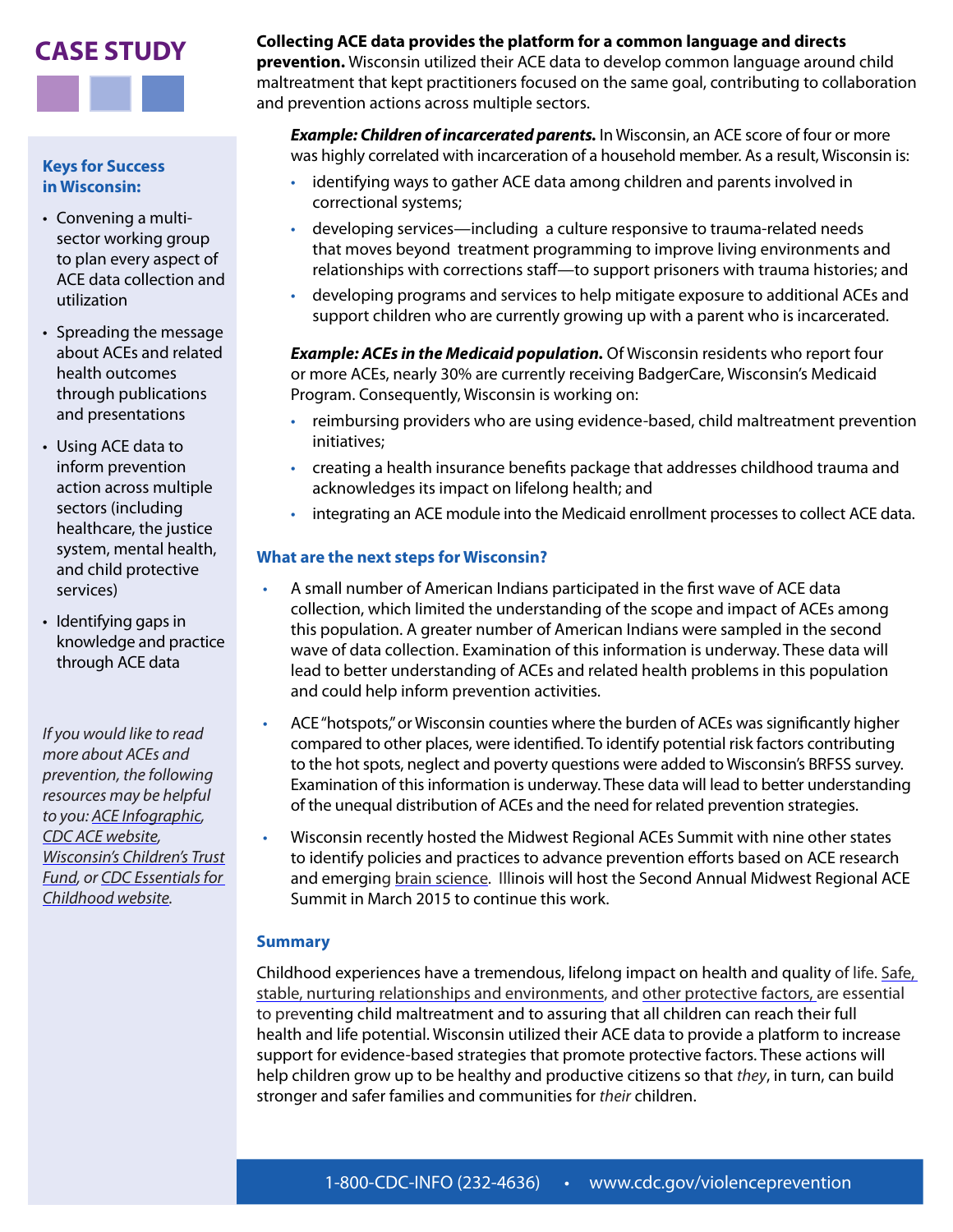# CASE STUDY

**Keys for Success in Wisconsin:**

- Convening a multi-sector working group to plan every aspect of ACE data collection and utilization
- Spreading the message about ACEs and related health outcomes through publications and presentations
- Using ACE data to inform prevention action across multiple sectors (including healthcare, the justice system, mental health, and child protective services)
- Identifying gaps in knowledge and practice through ACE data

*If you would like to read more about ACEs and prevention, the following resources may be helpful to you: ACE Infographic, CDC ACE website, Wisconsin's Children's Trust Fund, or CDC Essentials for Childhood website.*

**Collecting ACE data provides the platform for a common language and directs prevention.** Wisconsin utilized their ACE data to develop common language around child maltreatment that kept practitioners focused on the same goal, contributing to collaboration and prevention actions across multiple sectors.

***Example: Children of incarcerated parents.*** In Wisconsin, an ACE score of four or more was highly correlated with incarceration of a household member. As a result, Wisconsin is:

- identifying ways to gather ACE data among children and parents involved in correctional systems;
- developing services—including a culture responsive to trauma-related needs that moves beyond treatment programming to improve living environments and relationships with corrections staff—to support prisoners with trauma histories; and
- developing programs and services to help mitigate exposure to additional ACEs and support children who are currently growing up with a parent who is incarcerated.

***Example: ACEs in the Medicaid population.*** Of Wisconsin residents who report four or more ACEs, nearly 30% are currently receiving BadgerCare, Wisconsin's Medicaid Program. Consequently, Wisconsin is working on:

- reimbursing providers who are using evidence-based, child maltreatment prevention initiatives;
- creating a health insurance benefits package that addresses childhood trauma and acknowledges its impact on lifelong health; and
- integrating an ACE module into the Medicaid enrollment processes to collect ACE data.

## What are the next steps for Wisconsin?

- A small number of American Indians participated in the first wave of ACE data collection, which limited the understanding of the scope and impact of ACEs among this population. A greater number of American Indians were sampled in the second wave of data collection. Examination of this information is underway. These data will lead to better understanding of ACEs and related health problems in this population and could help inform prevention activities.
- ACE "hotspots," or Wisconsin counties where the burden of ACEs was significantly higher compared to other places, were identified. To identify potential risk factors contributing to the hot spots, neglect and poverty questions were added to Wisconsin's BRFSS survey. Examination of this information is underway. These data will lead to better understanding of the unequal distribution of ACEs and the need for related prevention strategies.
- Wisconsin recently hosted the Midwest Regional ACEs Summit with nine other states to identify policies and practices to advance prevention efforts based on ACE research and emerging brain science. Illinois will host the Second Annual Midwest Regional ACE Summit in March 2015 to continue this work.

## Summary

Childhood experiences have a tremendous, lifelong impact on health and quality of life. Safe, stable, nurturing relationships and environments, and other protective factors, are essential to preventing child maltreatment and to assuring that all children can reach their full health and life potential. Wisconsin utilized their ACE data to provide a platform to increase support for evidence-based strategies that promote protective factors. These actions will help children grow up to be healthy and productive citizens so that *they*, in turn, can build stronger and safer families and communities for *their* children.

1-800-CDC-INFO (232-4636) • www.cdc.gov/violenceprevention